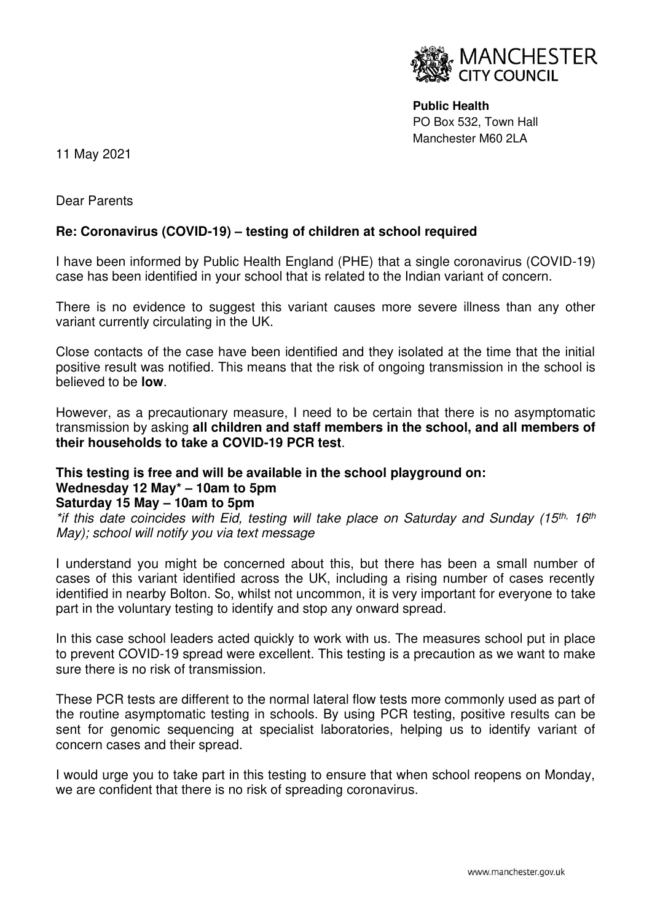MANCHESTER CITY COUNCIL

**Public Health**
PO Box 532, Town Hall
Manchester M60 2LA

11 May 2021

Dear Parents

**Re: Coronavirus (COVID-19) – testing of children at school required**

I have been informed by Public Health England (PHE) that a single coronavirus (COVID-19) case has been identified in your school that is related to the Indian variant of concern.

There is no evidence to suggest this variant causes more severe illness than any other variant currently circulating in the UK.

Close contacts of the case have been identified and they isolated at the time that the initial positive result was notified. This means that the risk of ongoing transmission in the school is believed to be **low**.

However, as a precautionary measure, I need to be certain that there is no asymptomatic transmission by asking **all children and staff members in the school, and all members of their households to take a COVID-19 PCR test**.

**This testing is free and will be available in the school playground on:**
**Wednesday 12 May* – 10am to 5pm**
**Saturday 15 May – 10am to 5pm**
*\*if this date coincides with Eid, testing will take place on Saturday and Sunday (15th, 16th May); school will notify you via text message*

I understand you might be concerned about this, but there has been a small number of cases of this variant identified across the UK, including a rising number of cases recently identified in nearby Bolton. So, whilst not uncommon, it is very important for everyone to take part in the voluntary testing to identify and stop any onward spread.

In this case school leaders acted quickly to work with us. The measures school put in place to prevent COVID-19 spread were excellent. This testing is a precaution as we want to make sure there is no risk of transmission.

These PCR tests are different to the normal lateral flow tests more commonly used as part of the routine asymptomatic testing in schools. By using PCR testing, positive results can be sent for genomic sequencing at specialist laboratories, helping us to identify variant of concern cases and their spread.

I would urge you to take part in this testing to ensure that when school reopens on Monday, we are confident that there is no risk of spreading coronavirus.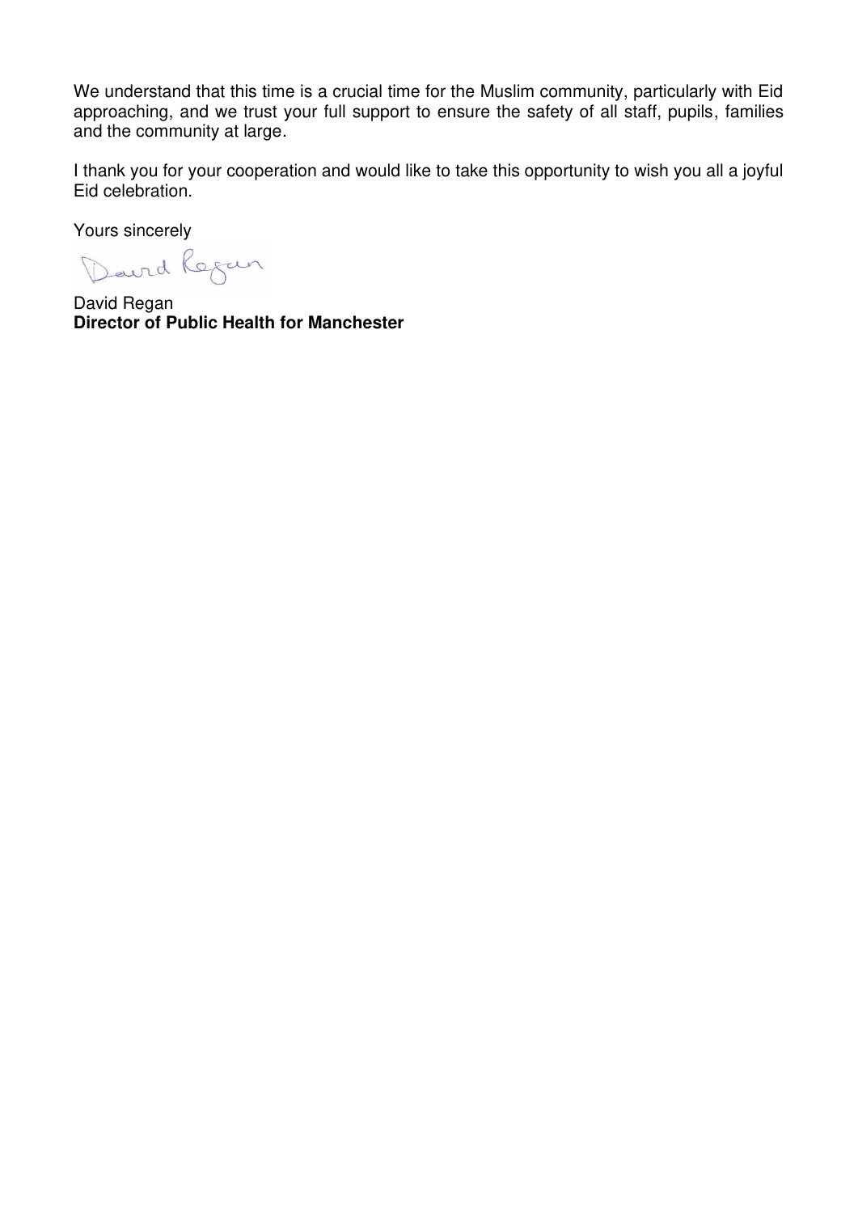We understand that this time is a crucial time for the Muslim community, particularly with Eid approaching, and we trust your full support to ensure the safety of all staff, pupils, families and the community at large.

I thank you for your cooperation and would like to take this opportunity to wish you all a joyful Eid celebration.

Yours sincerely

David Regan

David Regan
**Director of Public Health for Manchester**